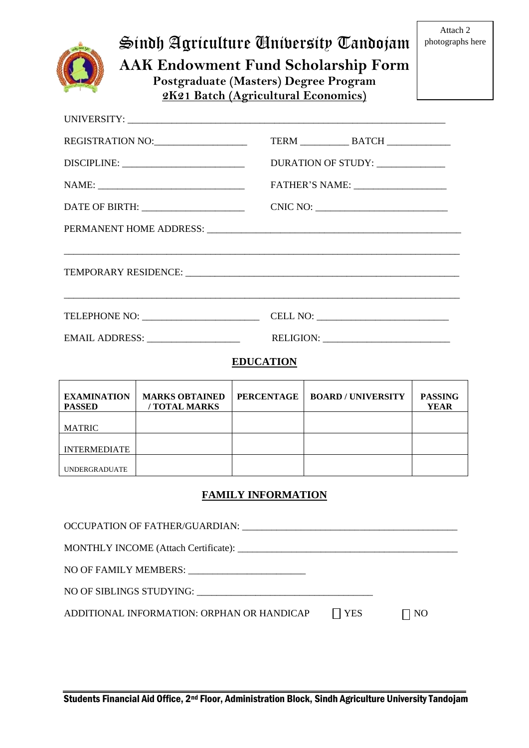# Sindh Agriculture University Tandojam

## AAK Endowment Fund Scholarship Form

### Postgraduate (Masters) Degree Program

### 2K21 Batch (Agricultural Economics)

Attach 2 photographs here

UNIVERSITY: ____________________________________________________________

REGISTRATION NO:__________________ TERM __________ BATCH ____________

DISCIPLINE: ________________________ DURATION OF STUDY: ______________

NAME: ____________________________ FATHER'S NAME: __________________

DATE OF BIRTH: ____________________ CNIC NO: __________________________

PERMANENT HOME ADDRESS: ___________________________________________________

_____________________________________________________________________________

TEMPORARY RESIDENCE: ______________________________________________________

_____________________________________________________________________________

TELEPHONE NO: _______________________ CELL NO: __________________________

EMAIL ADDRESS: __________________ RELIGION: ________________________

## EDUCATION

| EXAMINATION PASSED | MARKS OBTAINED / TOTAL MARKS | PERCENTAGE | BOARD / UNIVERSITY | PASSING YEAR |
|---|---|---|---|---|
| MATRIC | | | | |
| INTERMEDIATE | | | | |
| UNDERGRADUATE | | | | |

## FAMILY INFORMATION

OCCUPATION OF FATHER/GUARDIAN: ____________________________________________

MONTHLY INCOME (Attach Certificate): _____________________________________________

NO OF FAMILY MEMBERS: _______________________

NO OF SIBLINGS STUDYING: __________________________________

ADDITIONAL INFORMATION: ORPHAN OR HANDICAP ☐ YES ☐ NO

Students Financial Aid Office, 2nd Floor, Administration Block, Sindh Agriculture University Tandojam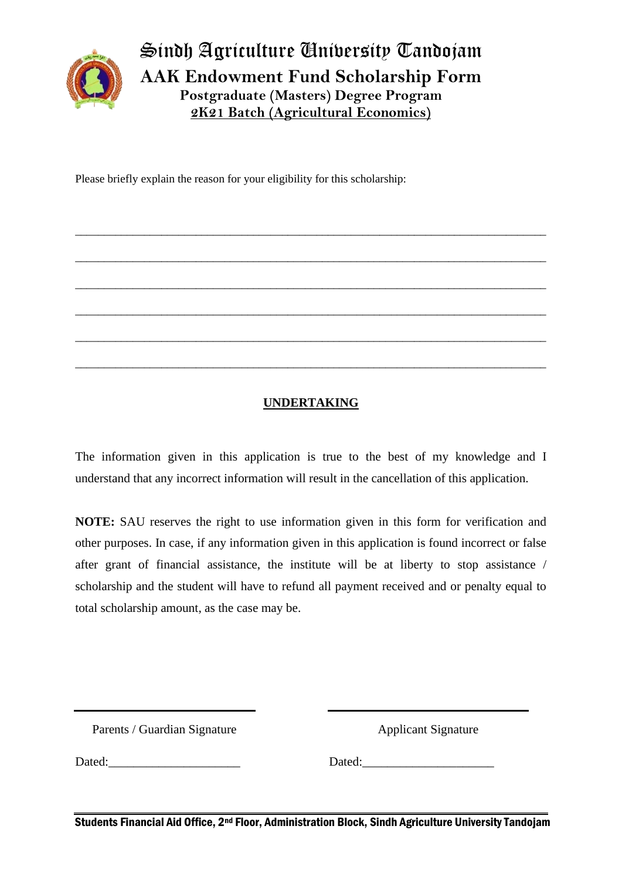# Sindh Agriculture University Tandojam

## AAK Endowment Fund Scholarship Form

### Postgraduate (Masters) Degree Program

### 2K21 Batch (Agricultural Economics)

Please briefly explain the reason for your eligibility for this scholarship:

_____________________________________________________________________________

_____________________________________________________________________________

_____________________________________________________________________________

_____________________________________________________________________________

_____________________________________________________________________________

_____________________________________________________________________________

**UNDERTAKING**

The information given in this application is true to the best of my knowledge and I understand that any incorrect information will result in the cancellation of this application.

**NOTE:** SAU reserves the right to use information given in this form for verification and other purposes. In case, if any information given in this application is found incorrect or false after grant of financial assistance, the institute will be at liberty to stop assistance / scholarship and the student will have to refund all payment received and or penalty equal to total scholarship amount, as the case may be.

| ______________________________ | ______________________________ |
|---|---|
| Parents / Guardian Signature | Applicant Signature |
| Dated:____________________ | Dated:____________________ |

Students Financial Aid Office, 2nd Floor, Administration Block, Sindh Agriculture University Tandojam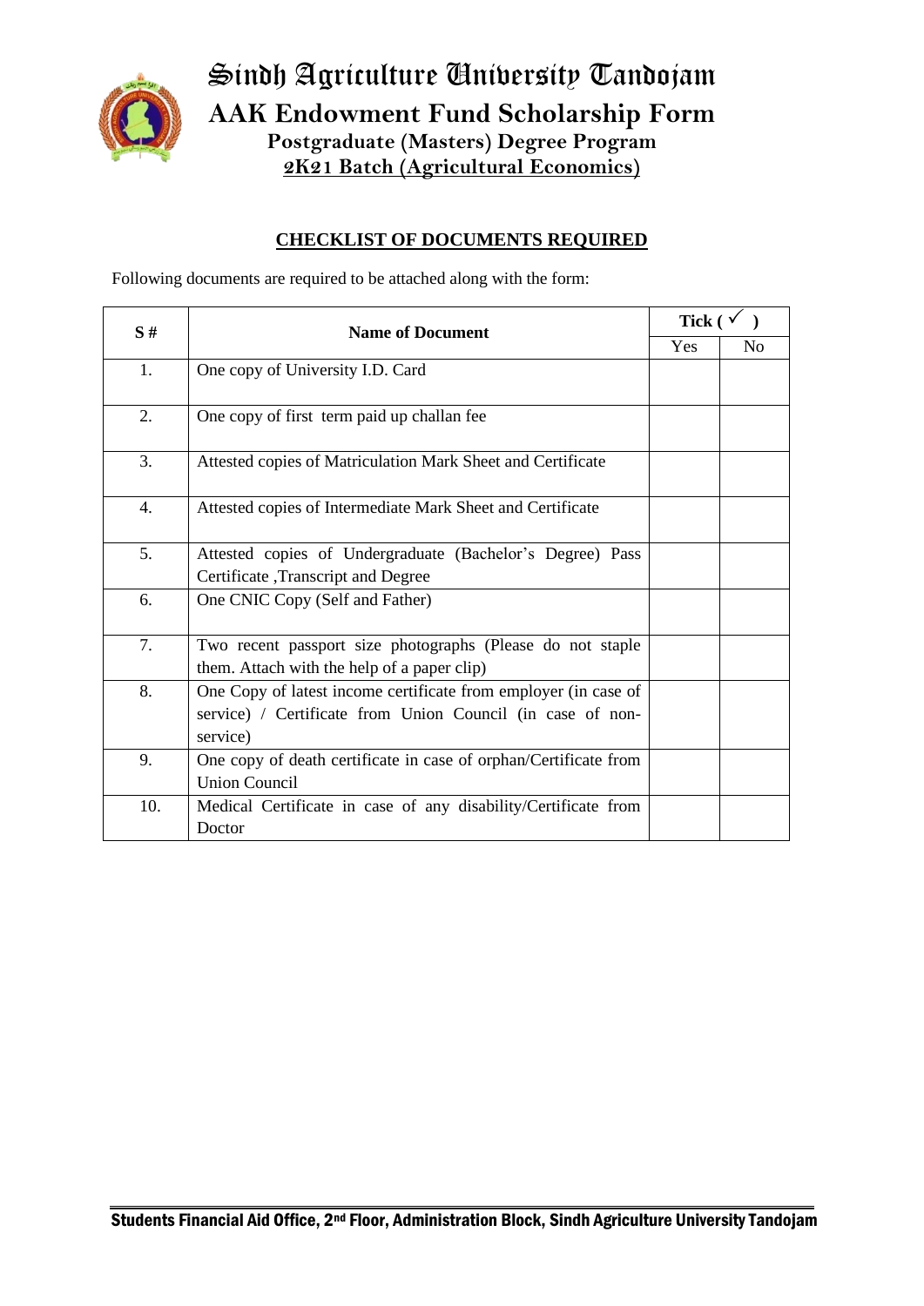# Sindh Agriculture University Tandojam

## AAK Endowment Fund Scholarship Form

### Postgraduate (Masters) Degree Program

### 2K21 Batch (Agricultural Economics)

**CHECKLIST OF DOCUMENTS REQUIRED**

Following documents are required to be attached along with the form:

| S # | Name of Document | Tick ( ✓ ) | |
|---|---|---|---|
| | | Yes | No |
| 1. | One copy of University I.D. Card | | |
| 2. | One copy of first term paid up challan fee | | |
| 3. | Attested copies of Matriculation Mark Sheet and Certificate | | |
| 4. | Attested copies of Intermediate Mark Sheet and Certificate | | |
| 5. | Attested copies of Undergraduate (Bachelor's Degree) Pass Certificate ,Transcript and Degree | | |
| 6. | One CNIC Copy (Self and Father) | | |
| 7. | Two recent passport size photographs (Please do not staple them. Attach with the help of a paper clip) | | |
| 8. | One Copy of latest income certificate from employer (in case of service) / Certificate from Union Council (in case of non-service) | | |
| 9. | One copy of death certificate in case of orphan/Certificate from Union Council | | |
| 10. | Medical Certificate in case of any disability/Certificate from Doctor | | |